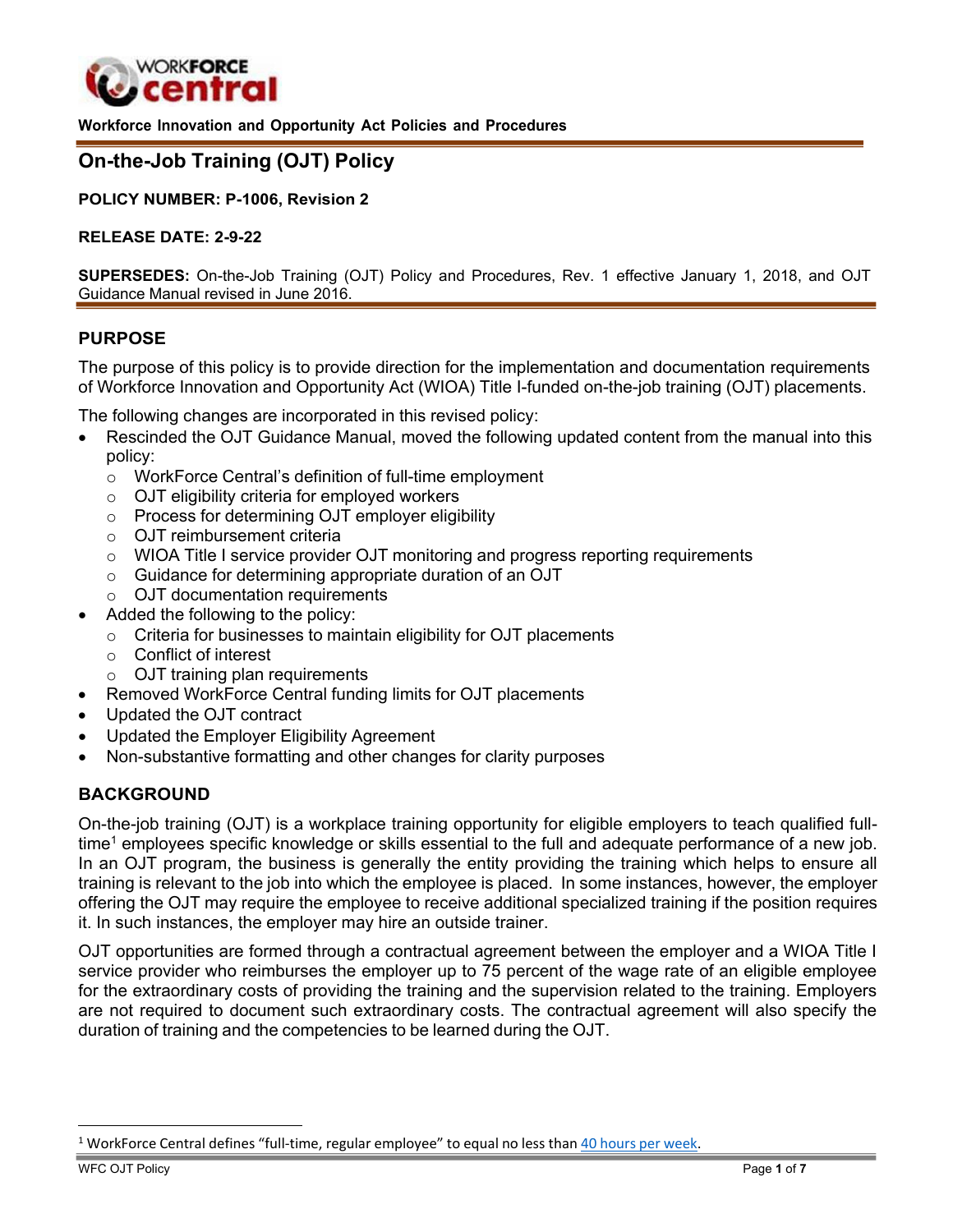Workforce Innovation and Opportunity Act Policies and Procedures

# On-the-Job Training (OJT) Policy

**POLICY NUMBER: P-1006, Revision 2**

**RELEASE DATE: 2-9-22**

**SUPERSEDES:** On-the-Job Training (OJT) Policy and Procedures, Rev. 1 effective January 1, 2018, and OJT Guidance Manual revised in June 2016.

## PURPOSE

The purpose of this policy is to provide direction for the implementation and documentation requirements of Workforce Innovation and Opportunity Act (WIOA) Title I-funded on-the-job training (OJT) placements.

The following changes are incorporated in this revised policy:

- Rescinded the OJT Guidance Manual, moved the following updated content from the manual into this policy:
  - WorkForce Central's definition of full-time employment
  - OJT eligibility criteria for employed workers
  - Process for determining OJT employer eligibility
  - OJT reimbursement criteria
  - WIOA Title I service provider OJT monitoring and progress reporting requirements
  - Guidance for determining appropriate duration of an OJT
  - OJT documentation requirements
- Added the following to the policy:
  - Criteria for businesses to maintain eligibility for OJT placements
  - Conflict of interest
  - OJT training plan requirements
- Removed WorkForce Central funding limits for OJT placements
- Updated the OJT contract
- Updated the Employer Eligibility Agreement
- Non-substantive formatting and other changes for clarity purposes

## BACKGROUND

On-the-job training (OJT) is a workplace training opportunity for eligible employers to teach qualified full-time[1] employees specific knowledge or skills essential to the full and adequate performance of a new job. In an OJT program, the business is generally the entity providing the training which helps to ensure all training is relevant to the job into which the employee is placed. In some instances, however, the employer offering the OJT may require the employee to receive additional specialized training if the position requires it. In such instances, the employer may hire an outside trainer.

OJT opportunities are formed through a contractual agreement between the employer and a WIOA Title I service provider who reimburses the employer up to 75 percent of the wage rate of an eligible employee for the extraordinary costs of providing the training and the supervision related to the training. Employers are not required to document such extraordinary costs. The contractual agreement will also specify the duration of training and the competencies to be learned during the OJT.

---

[1] WorkForce Central defines "full-time, regular employee" to equal no less than 40 hours per week.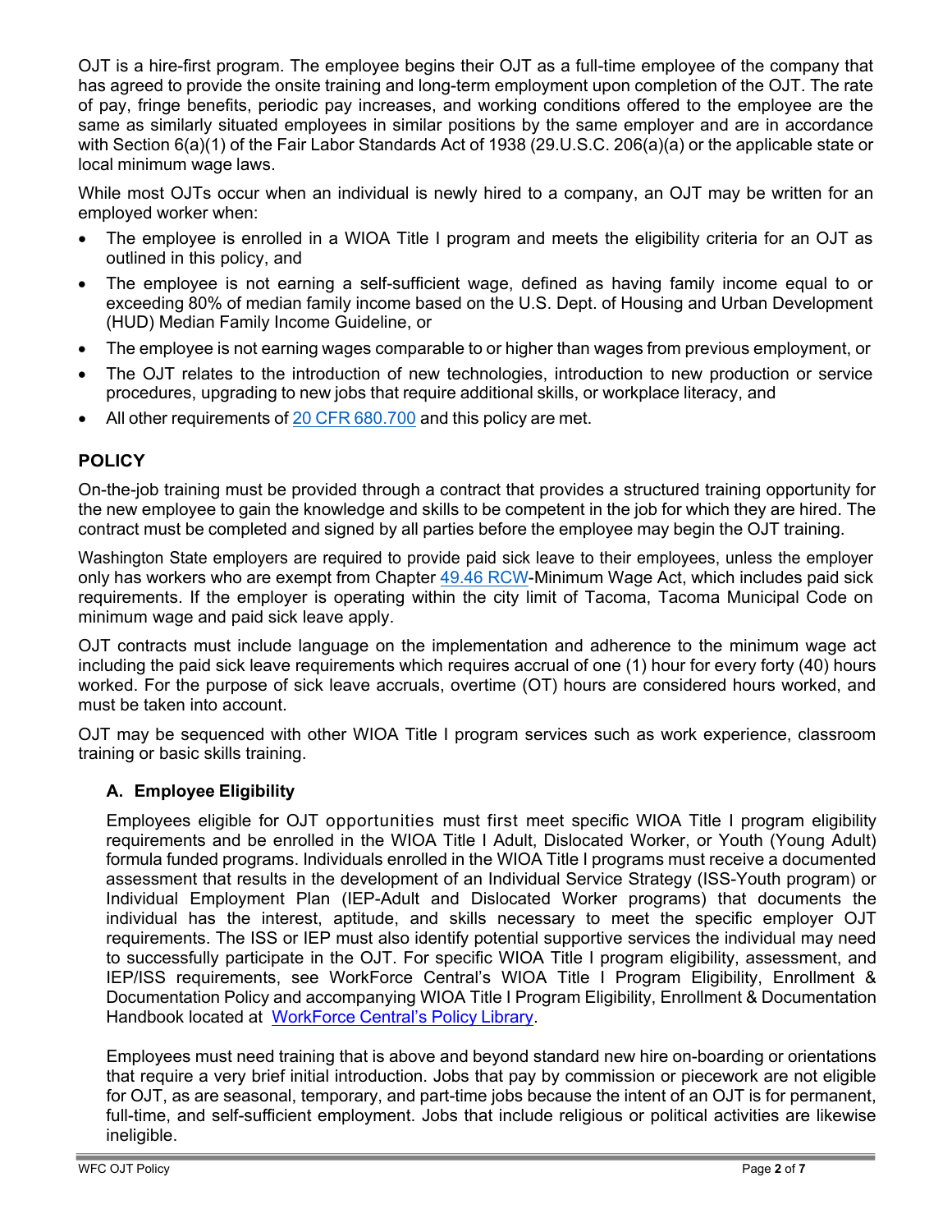OJT is a hire-first program. The employee begins their OJT as a full-time employee of the company that has agreed to provide the onsite training and long-term employment upon completion of the OJT. The rate of pay, fringe benefits, periodic pay increases, and working conditions offered to the employee are the same as similarly situated employees in similar positions by the same employer and are in accordance with Section 6(a)(1) of the Fair Labor Standards Act of 1938 (29.U.S.C. 206(a)(a) or the applicable state or local minimum wage laws.

While most OJTs occur when an individual is newly hired to a company, an OJT may be written for an employed worker when:

- The employee is enrolled in a WIOA Title I program and meets the eligibility criteria for an OJT as outlined in this policy, and
- The employee is not earning a self-sufficient wage, defined as having family income equal to or exceeding 80% of median family income based on the U.S. Dept. of Housing and Urban Development (HUD) Median Family Income Guideline, or
- The employee is not earning wages comparable to or higher than wages from previous employment, or
- The OJT relates to the introduction of new technologies, introduction to new production or service procedures, upgrading to new jobs that require additional skills, or workplace literacy, and
- All other requirements of 20 CFR 680.700 and this policy are met.

## POLICY

On-the-job training must be provided through a contract that provides a structured training opportunity for the new employee to gain the knowledge and skills to be competent in the job for which they are hired. The contract must be completed and signed by all parties before the employee may begin the OJT training.

Washington State employers are required to provide paid sick leave to their employees, unless the employer only has workers who are exempt from Chapter 49.46 RCW-Minimum Wage Act, which includes paid sick requirements. If the employer is operating within the city limit of Tacoma, Tacoma Municipal Code on minimum wage and paid sick leave apply.

OJT contracts must include language on the implementation and adherence to the minimum wage act including the paid sick leave requirements which requires accrual of one (1) hour for every forty (40) hours worked. For the purpose of sick leave accruals, overtime (OT) hours are considered hours worked, and must be taken into account.

OJT may be sequenced with other WIOA Title I program services such as work experience, classroom training or basic skills training.

### A. Employee Eligibility

Employees eligible for OJT opportunities must first meet specific WIOA Title I program eligibility requirements and be enrolled in the WIOA Title I Adult, Dislocated Worker, or Youth (Young Adult) formula funded programs. Individuals enrolled in the WIOA Title I programs must receive a documented assessment that results in the development of an Individual Service Strategy (ISS-Youth program) or Individual Employment Plan (IEP-Adult and Dislocated Worker programs) that documents the individual has the interest, aptitude, and skills necessary to meet the specific employer OJT requirements. The ISS or IEP must also identify potential supportive services the individual may need to successfully participate in the OJT. For specific WIOA Title I program eligibility, assessment, and IEP/ISS requirements, see WorkForce Central's WIOA Title I Program Eligibility, Enrollment & Documentation Policy and accompanying WIOA Title I Program Eligibility, Enrollment & Documentation Handbook located at WorkForce Central's Policy Library.

Employees must need training that is above and beyond standard new hire on-boarding or orientations that require a very brief initial introduction. Jobs that pay by commission or piecework are not eligible for OJT, as are seasonal, temporary, and part-time jobs because the intent of an OJT is for permanent, full-time, and self-sufficient employment. Jobs that include religious or political activities are likewise ineligible.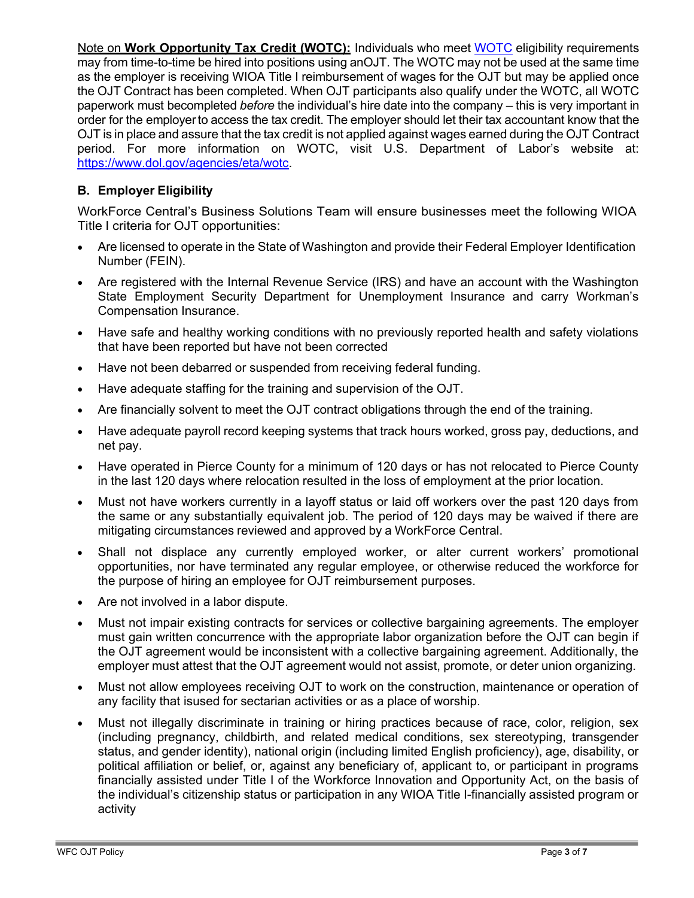Note on **Work Opportunity Tax Credit (WOTC):** Individuals who meet [WOTC](https://www.dol.gov/agencies/eta/wotc) eligibility requirements may from time-to-time be hired into positions using anOJT. The WOTC may not be used at the same time as the employer is receiving WIOA Title I reimbursement of wages for the OJT but may be applied once the OJT Contract has been completed. When OJT participants also qualify under the WOTC, all WOTC paperwork must becompleted *before* the individual's hire date into the company – this is very important in order for the employer to access the tax credit. The employer should let their tax accountant know that the OJT is in place and assure that the tax credit is not applied against wages earned during the OJT Contract period. For more information on WOTC, visit U.S. Department of Labor's website at: https://www.dol.gov/agencies/eta/wotc.

### B. Employer Eligibility

WorkForce Central's Business Solutions Team will ensure businesses meet the following WIOA Title I criteria for OJT opportunities:

- Are licensed to operate in the State of Washington and provide their Federal Employer Identification Number (FEIN).
- Are registered with the Internal Revenue Service (IRS) and have an account with the Washington State Employment Security Department for Unemployment Insurance and carry Workman's Compensation Insurance.
- Have safe and healthy working conditions with no previously reported health and safety violations that have been reported but have not been corrected
- Have not been debarred or suspended from receiving federal funding.
- Have adequate staffing for the training and supervision of the OJT.
- Are financially solvent to meet the OJT contract obligations through the end of the training.
- Have adequate payroll record keeping systems that track hours worked, gross pay, deductions, and net pay.
- Have operated in Pierce County for a minimum of 120 days or has not relocated to Pierce County in the last 120 days where relocation resulted in the loss of employment at the prior location.
- Must not have workers currently in a layoff status or laid off workers over the past 120 days from the same or any substantially equivalent job. The period of 120 days may be waived if there are mitigating circumstances reviewed and approved by a WorkForce Central.
- Shall not displace any currently employed worker, or alter current workers' promotional opportunities, nor have terminated any regular employee, or otherwise reduced the workforce for the purpose of hiring an employee for OJT reimbursement purposes.
- Are not involved in a labor dispute.
- Must not impair existing contracts for services or collective bargaining agreements. The employer must gain written concurrence with the appropriate labor organization before the OJT can begin if the OJT agreement would be inconsistent with a collective bargaining agreement. Additionally, the employer must attest that the OJT agreement would not assist, promote, or deter union organizing.
- Must not allow employees receiving OJT to work on the construction, maintenance or operation of any facility that isused for sectarian activities or as a place of worship.
- Must not illegally discriminate in training or hiring practices because of race, color, religion, sex (including pregnancy, childbirth, and related medical conditions, sex stereotyping, transgender status, and gender identity), national origin (including limited English proficiency), age, disability, or political affiliation or belief, or, against any beneficiary of, applicant to, or participant in programs financially assisted under Title I of the Workforce Innovation and Opportunity Act, on the basis of the individual's citizenship status or participation in any WIOA Title I-financially assisted program or activity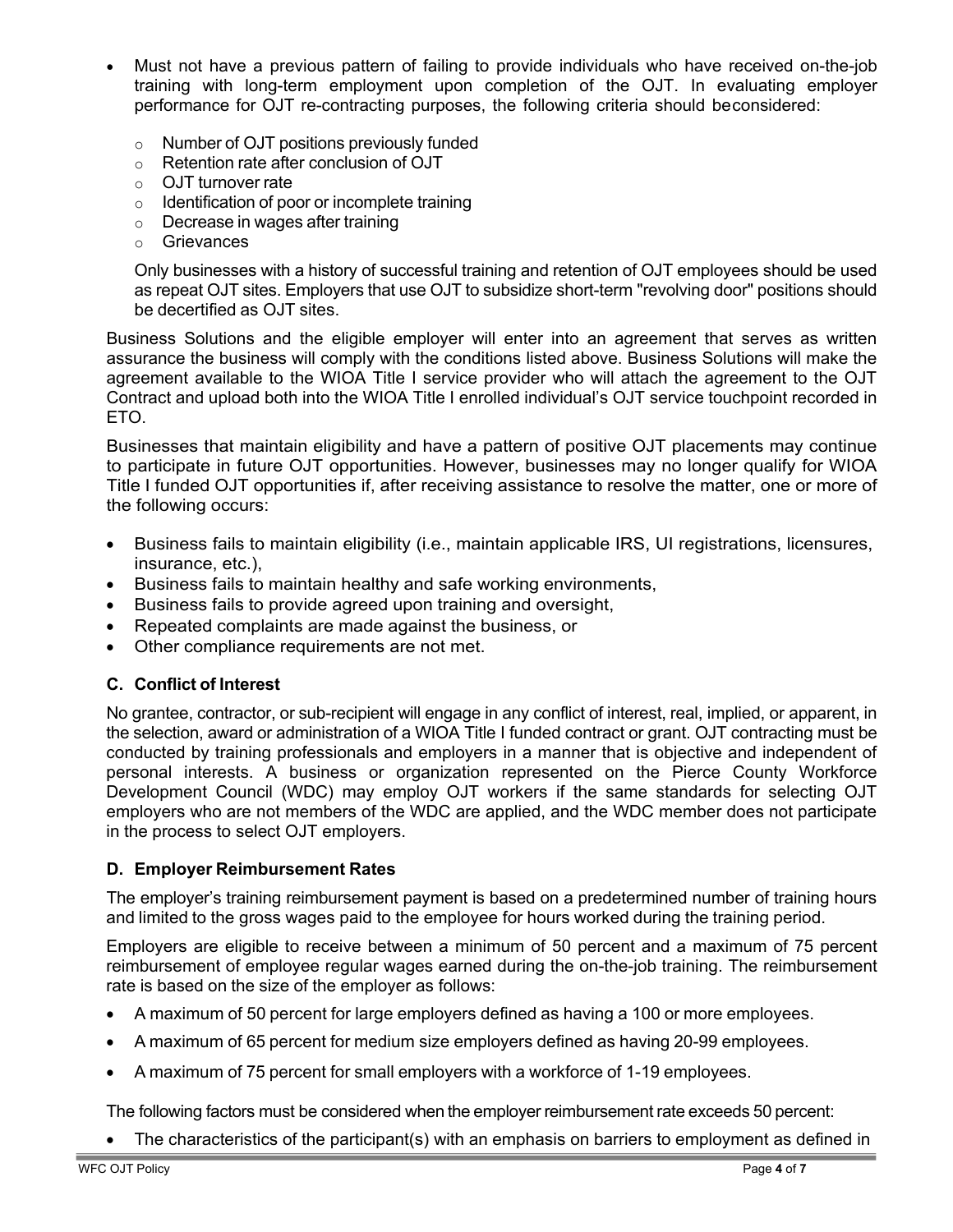- Must not have a previous pattern of failing to provide individuals who have received on-the-job training with long-term employment upon completion of the OJT. In evaluating employer performance for OJT re-contracting purposes, the following criteria should beconsidered:
  - Number of OJT positions previously funded
  - Retention rate after conclusion of OJT
  - OJT turnover rate
  - Identification of poor or incomplete training
  - Decrease in wages after training
  - Grievances

  Only businesses with a history of successful training and retention of OJT employees should be used as repeat OJT sites. Employers that use OJT to subsidize short-term "revolving door" positions should be decertified as OJT sites.

Business Solutions and the eligible employer will enter into an agreement that serves as written assurance the business will comply with the conditions listed above. Business Solutions will make the agreement available to the WIOA Title I service provider who will attach the agreement to the OJT Contract and upload both into the WIOA Title I enrolled individual's OJT service touchpoint recorded in ETO.

Businesses that maintain eligibility and have a pattern of positive OJT placements may continue to participate in future OJT opportunities. However, businesses may no longer qualify for WIOA Title I funded OJT opportunities if, after receiving assistance to resolve the matter, one or more of the following occurs:

- Business fails to maintain eligibility (i.e., maintain applicable IRS, UI registrations, licensures, insurance, etc.),
- Business fails to maintain healthy and safe working environments,
- Business fails to provide agreed upon training and oversight,
- Repeated complaints are made against the business, or
- Other compliance requirements are not met.

### C. Conflict of Interest

No grantee, contractor, or sub-recipient will engage in any conflict of interest, real, implied, or apparent, in the selection, award or administration of a WIOA Title I funded contract or grant. OJT contracting must be conducted by training professionals and employers in a manner that is objective and independent of personal interests. A business or organization represented on the Pierce County Workforce Development Council (WDC) may employ OJT workers if the same standards for selecting OJT employers who are not members of the WDC are applied, and the WDC member does not participate in the process to select OJT employers.

### D. Employer Reimbursement Rates

The employer's training reimbursement payment is based on a predetermined number of training hours and limited to the gross wages paid to the employee for hours worked during the training period.

Employers are eligible to receive between a minimum of 50 percent and a maximum of 75 percent reimbursement of employee regular wages earned during the on-the-job training. The reimbursement rate is based on the size of the employer as follows:

- A maximum of 50 percent for large employers defined as having a 100 or more employees.
- A maximum of 65 percent for medium size employers defined as having 20-99 employees.
- A maximum of 75 percent for small employers with a workforce of 1-19 employees.

The following factors must be considered when the employer reimbursement rate exceeds 50 percent:

- The characteristics of the participant(s) with an emphasis on barriers to employment as defined in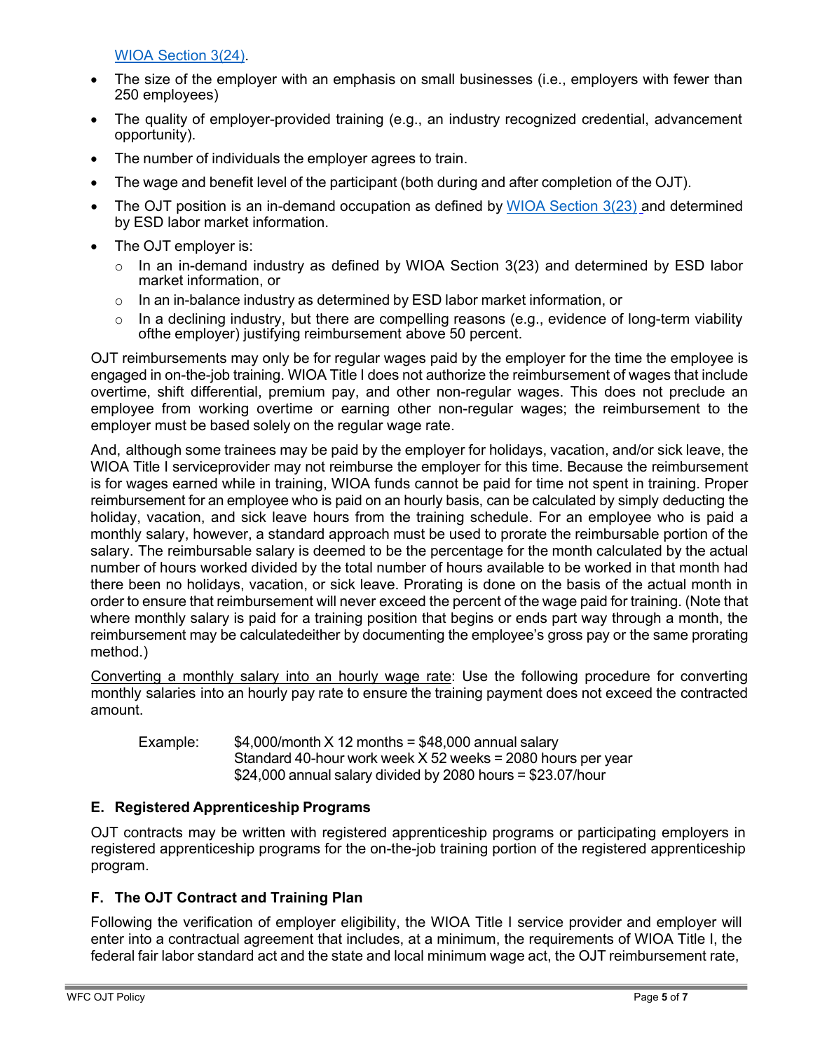[WIOA Section 3(24)](#).

- The size of the employer with an emphasis on small businesses (i.e., employers with fewer than 250 employees)
- The quality of employer-provided training (e.g., an industry recognized credential, advancement opportunity).
- The number of individuals the employer agrees to train.
- The wage and benefit level of the participant (both during and after completion of the OJT).
- The OJT position is an in-demand occupation as defined by [WIOA Section 3(23)](#) and determined by ESD labor market information.
- The OJT employer is:
  - In an in-demand industry as defined by WIOA Section 3(23) and determined by ESD labor market information, or
  - In an in-balance industry as determined by ESD labor market information, or
  - In a declining industry, but there are compelling reasons (e.g., evidence of long-term viability ofthe employer) justifying reimbursement above 50 percent.

OJT reimbursements may only be for regular wages paid by the employer for the time the employee is engaged in on-the-job training. WIOA Title I does not authorize the reimbursement of wages that include overtime, shift differential, premium pay, and other non-regular wages. This does not preclude an employee from working overtime or earning other non-regular wages; the reimbursement to the employer must be based solely on the regular wage rate.

And, although some trainees may be paid by the employer for holidays, vacation, and/or sick leave, the WIOA Title I serviceprovider may not reimburse the employer for this time. Because the reimbursement is for wages earned while in training, WIOA funds cannot be paid for time not spent in training. Proper reimbursement for an employee who is paid on an hourly basis, can be calculated by simply deducting the holiday, vacation, and sick leave hours from the training schedule. For an employee who is paid a monthly salary, however, a standard approach must be used to prorate the reimbursable portion of the salary. The reimbursable salary is deemed to be the percentage for the month calculated by the actual number of hours worked divided by the total number of hours available to be worked in that month had there been no holidays, vacation, or sick leave. Prorating is done on the basis of the actual month in order to ensure that reimbursement will never exceed the percent of the wage paid for training. (Note that where monthly salary is paid for a training position that begins or ends part way through a month, the reimbursement may be calculatedeither by documenting the employee's gross pay or the same prorating method.)

<u>Converting a monthly salary into an hourly wage rate</u>: Use the following procedure for converting monthly salaries into an hourly pay rate to ensure the training payment does not exceed the contracted amount.

Example: $4,000/month X 12 months = $48,000 annual salary
Standard 40-hour work week X 52 weeks = 2080 hours per year
$24,000 annual salary divided by 2080 hours = $23.07/hour

### E. Registered Apprenticeship Programs

OJT contracts may be written with registered apprenticeship programs or participating employers in registered apprenticeship programs for the on-the-job training portion of the registered apprenticeship program.

### F. The OJT Contract and Training Plan

Following the verification of employer eligibility, the WIOA Title I service provider and employer will enter into a contractual agreement that includes, at a minimum, the requirements of WIOA Title I, the federal fair labor standard act and the state and local minimum wage act, the OJT reimbursement rate,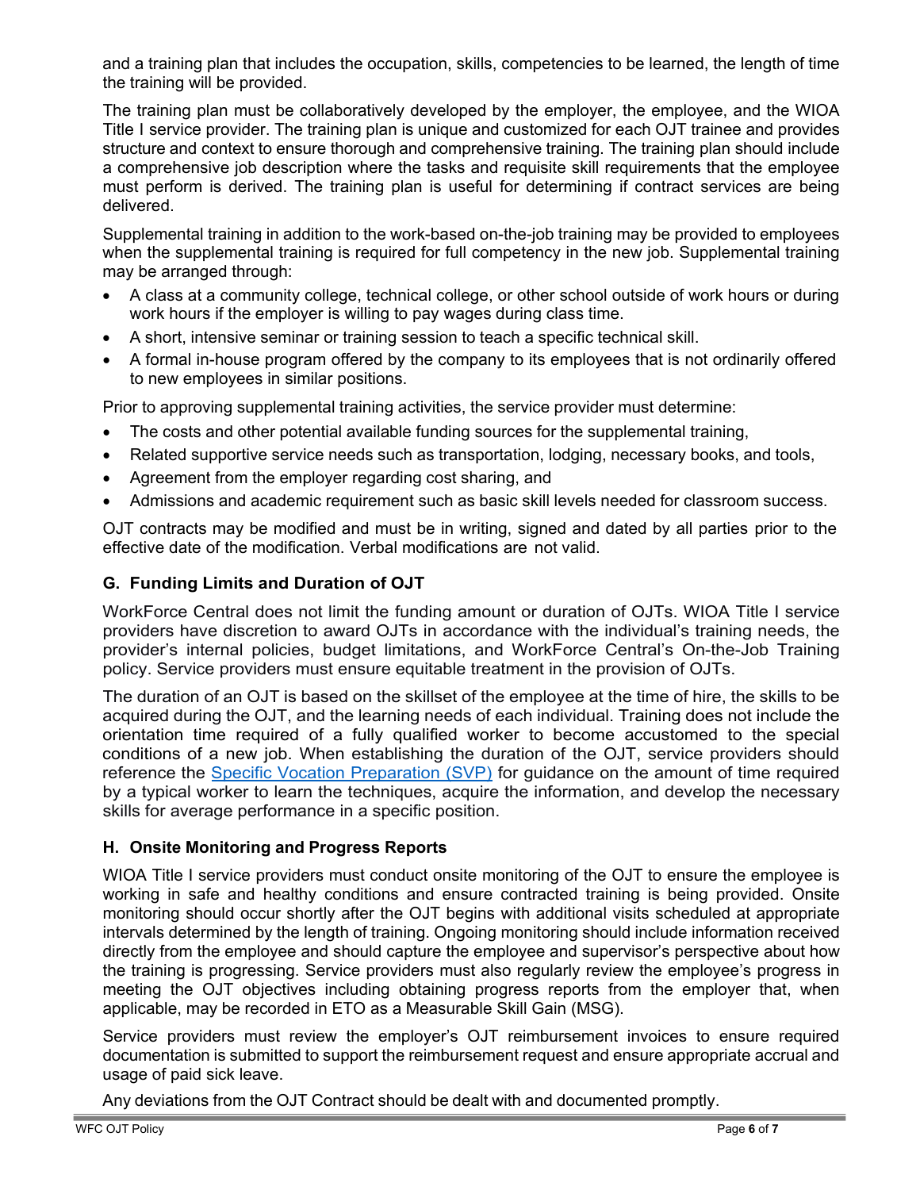and a training plan that includes the occupation, skills, competencies to be learned, the length of time the training will be provided.

The training plan must be collaboratively developed by the employer, the employee, and the WIOA Title I service provider. The training plan is unique and customized for each OJT trainee and provides structure and context to ensure thorough and comprehensive training. The training plan should include a comprehensive job description where the tasks and requisite skill requirements that the employee must perform is derived. The training plan is useful for determining if contract services are being delivered.

Supplemental training in addition to the work-based on-the-job training may be provided to employees when the supplemental training is required for full competency in the new job. Supplemental training may be arranged through:

- A class at a community college, technical college, or other school outside of work hours or during work hours if the employer is willing to pay wages during class time.
- A short, intensive seminar or training session to teach a specific technical skill.
- A formal in-house program offered by the company to its employees that is not ordinarily offered to new employees in similar positions.

Prior to approving supplemental training activities, the service provider must determine:

- The costs and other potential available funding sources for the supplemental training,
- Related supportive service needs such as transportation, lodging, necessary books, and tools,
- Agreement from the employer regarding cost sharing, and
- Admissions and academic requirement such as basic skill levels needed for classroom success.

OJT contracts may be modified and must be in writing, signed and dated by all parties prior to the effective date of the modification. Verbal modifications are not valid.

## G. Funding Limits and Duration of OJT

WorkForce Central does not limit the funding amount or duration of OJTs. WIOA Title I service providers have discretion to award OJTs in accordance with the individual's training needs, the provider's internal policies, budget limitations, and WorkForce Central's On-the-Job Training policy. Service providers must ensure equitable treatment in the provision of OJTs.

The duration of an OJT is based on the skillset of the employee at the time of hire, the skills to be acquired during the OJT, and the learning needs of each individual. Training does not include the orientation time required of a fully qualified worker to become accustomed to the special conditions of a new job. When establishing the duration of the OJT, service providers should reference the Specific Vocation Preparation (SVP) for guidance on the amount of time required by a typical worker to learn the techniques, acquire the information, and develop the necessary skills for average performance in a specific position.

## H. Onsite Monitoring and Progress Reports

WIOA Title I service providers must conduct onsite monitoring of the OJT to ensure the employee is working in safe and healthy conditions and ensure contracted training is being provided. Onsite monitoring should occur shortly after the OJT begins with additional visits scheduled at appropriate intervals determined by the length of training. Ongoing monitoring should include information received directly from the employee and should capture the employee and supervisor's perspective about how the training is progressing. Service providers must also regularly review the employee's progress in meeting the OJT objectives including obtaining progress reports from the employer that, when applicable, may be recorded in ETO as a Measurable Skill Gain (MSG).

Service providers must review the employer's OJT reimbursement invoices to ensure required documentation is submitted to support the reimbursement request and ensure appropriate accrual and usage of paid sick leave.

Any deviations from the OJT Contract should be dealt with and documented promptly.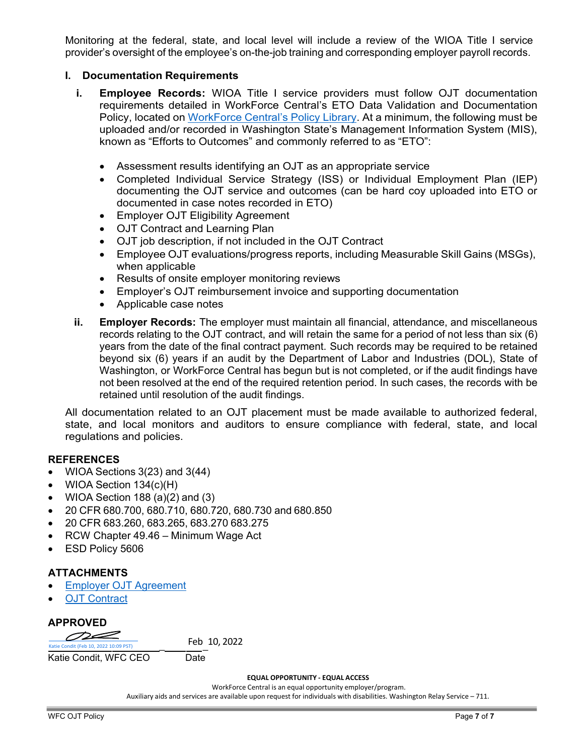Monitoring at the federal, state, and local level will include a review of the WIOA Title I service provider's oversight of the employee's on-the-job training and corresponding employer payroll records.

### I. Documentation Requirements

**i. Employee Records:** WIOA Title I service providers must follow OJT documentation requirements detailed in WorkForce Central's ETO Data Validation and Documentation Policy, located on [WorkForce Central's Policy Library](). At a minimum, the following must be uploaded and/or recorded in Washington State's Management Information System (MIS), known as "Efforts to Outcomes" and commonly referred to as "ETO":

- Assessment results identifying an OJT as an appropriate service
- Completed Individual Service Strategy (ISS) or Individual Employment Plan (IEP) documenting the OJT service and outcomes (can be hard coy uploaded into ETO or documented in case notes recorded in ETO)
- Employer OJT Eligibility Agreement
- OJT Contract and Learning Plan
- OJT job description, if not included in the OJT Contract
- Employee OJT evaluations/progress reports, including Measurable Skill Gains (MSGs), when applicable
- Results of onsite employer monitoring reviews
- Employer's OJT reimbursement invoice and supporting documentation
- Applicable case notes

**ii. Employer Records:** The employer must maintain all financial, attendance, and miscellaneous records relating to the OJT contract, and will retain the same for a period of not less than six (6) years from the date of the final contract payment. Such records may be required to be retained beyond six (6) years if an audit by the Department of Labor and Industries (DOL), State of Washington, or WorkForce Central has begun but is not completed, or if the audit findings have not been resolved at the end of the required retention period. In such cases, the records with be retained until resolution of the audit findings.

All documentation related to an OJT placement must be made available to authorized federal, state, and local monitors and auditors to ensure compliance with federal, state, and local regulations and policies.

## REFERENCES

- WIOA Sections 3(23) and 3(44)
- WIOA Section 134(c)(H)
- WIOA Section 188 (a)(2) and (3)
- 20 CFR 680.700, 680.710, 680.720, 680.730 and 680.850
- 20 CFR 683.260, 683.265, 683.270 683.275
- RCW Chapter 49.46 – Minimum Wage Act
- ESD Policy 5606

## ATTACHMENTS

- [Employer OJT Agreement]()
- [OJT Contract]()

## APPROVED

Katie Condit (Feb 10, 2022 10:09 PST) — Feb 10, 2022

Katie Condit, WFC CEO — Date

**EQUAL OPPORTUNITY - EQUAL ACCESS**

WorkForce Central is an equal opportunity employer/program.

Auxiliary aids and services are available upon request for individuals with disabilities. Washington Relay Service – 711.